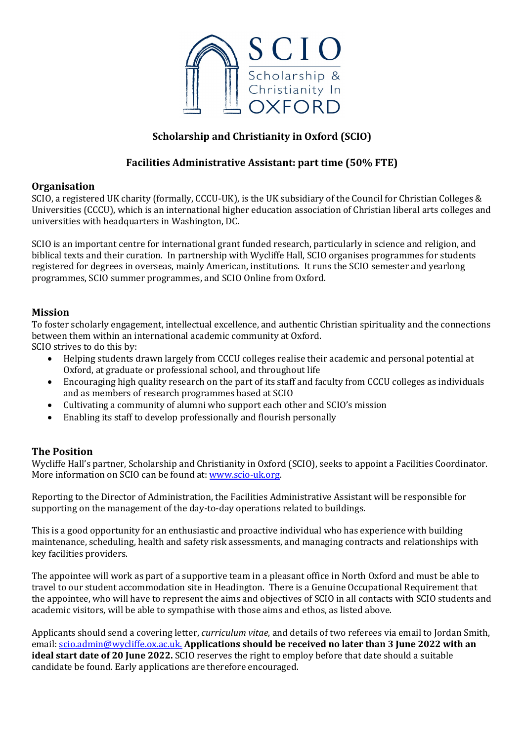# Scholarship and Christianity in Oxford (SCIO)

## Facilities Administrative Assistant: part time (50% FTE)

### Organisation

SCIO, a registered UK charity (formally, CCCU-UK), is the UK subsidiary of the Council for Christian Colleges & Universities (CCCU), which is an international higher education association of Christian liberal arts colleges and universities with headquarters in Washington, DC.

SCIO is an important centre for international grant funded research, particularly in science and religion, and biblical texts and their curation. In partnership with Wycliffe Hall, SCIO organises programmes for students registered for degrees in overseas, mainly American, institutions. It runs the SCIO semester and yearlong programmes, SCIO summer programmes, and SCIO Online from Oxford.

### Mission

To foster scholarly engagement, intellectual excellence, and authentic Christian spirituality and the connections between them within an international academic community at Oxford.

SCIO strives to do this by:

- Helping students drawn largely from CCCU colleges realise their academic and personal potential at Oxford, at graduate or professional school, and throughout life
- Encouraging high quality research on the part of its staff and faculty from CCCU colleges as individuals and as members of research programmes based at SCIO
- Cultivating a community of alumni who support each other and SCIO's mission
- Enabling its staff to develop professionally and flourish personally

### The Position

Wycliffe Hall's partner, Scholarship and Christianity in Oxford (SCIO), seeks to appoint a Facilities Coordinator. More information on SCIO can be found at: [www.scio-uk.org](http://www.scio-uk.org).

Reporting to the Director of Administration, the Facilities Administrative Assistant will be responsible for supporting on the management of the day-to-day operations related to buildings.

This is a good opportunity for an enthusiastic and proactive individual who has experience with building maintenance, scheduling, health and safety risk assessments, and managing contracts and relationships with key facilities providers.

The appointee will work as part of a supportive team in a pleasant office in North Oxford and must be able to travel to our student accommodation site in Headington. There is a Genuine Occupational Requirement that the appointee, who will have to represent the aims and objectives of SCIO in all contacts with SCIO students and academic visitors, will be able to sympathise with those aims and ethos, as listed above.

Applicants should send a covering letter, *curriculum vitae*, and details of two referees via email to Jordan Smith, email: [scio.admin@wycliffe.ox.ac.uk.](mailto:scio.admin@wycliffe.ox.ac.uk) **Applications should be received no later than 3 June 2022 with an ideal start date of 20 June 2022.** SCIO reserves the right to employ before that date should a suitable candidate be found. Early applications are therefore encouraged.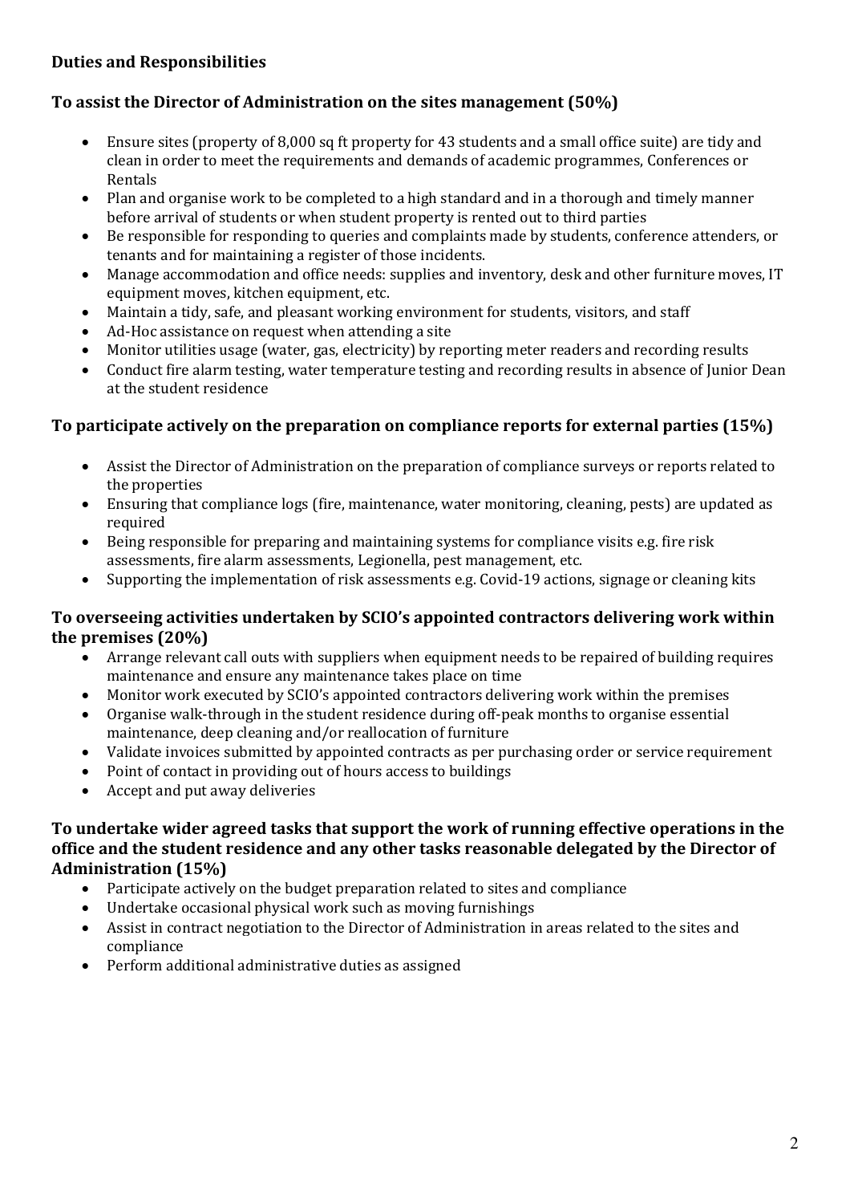## Duties and Responsibilities

### To assist the Director of Administration on the sites management (50%)

- Ensure sites (property of 8,000 sq ft property for 43 students and a small office suite) are tidy and clean in order to meet the requirements and demands of academic programmes, Conferences or Rentals
- Plan and organise work to be completed to a high standard and in a thorough and timely manner before arrival of students or when student property is rented out to third parties
- Be responsible for responding to queries and complaints made by students, conference attenders, or tenants and for maintaining a register of those incidents.
- Manage accommodation and office needs: supplies and inventory, desk and other furniture moves, IT equipment moves, kitchen equipment, etc.
- Maintain a tidy, safe, and pleasant working environment for students, visitors, and staff
- Ad-Hoc assistance on request when attending a site
- Monitor utilities usage (water, gas, electricity) by reporting meter readers and recording results
- Conduct fire alarm testing, water temperature testing and recording results in absence of Junior Dean at the student residence

### To participate actively on the preparation on compliance reports for external parties (15%)

- Assist the Director of Administration on the preparation of compliance surveys or reports related to the properties
- Ensuring that compliance logs (fire, maintenance, water monitoring, cleaning, pests) are updated as required
- Being responsible for preparing and maintaining systems for compliance visits e.g. fire risk assessments, fire alarm assessments, Legionella, pest management, etc.
- Supporting the implementation of risk assessments e.g. Covid-19 actions, signage or cleaning kits

### To overseeing activities undertaken by SCIO's appointed contractors delivering work within the premises (20%)

- Arrange relevant call outs with suppliers when equipment needs to be repaired of building requires maintenance and ensure any maintenance takes place on time
- Monitor work executed by SCIO's appointed contractors delivering work within the premises
- Organise walk-through in the student residence during off-peak months to organise essential maintenance, deep cleaning and/or reallocation of furniture
- Validate invoices submitted by appointed contracts as per purchasing order or service requirement
- Point of contact in providing out of hours access to buildings
- Accept and put away deliveries

### To undertake wider agreed tasks that support the work of running effective operations in the office and the student residence and any other tasks reasonable delegated by the Director of Administration (15%)

- Participate actively on the budget preparation related to sites and compliance
- Undertake occasional physical work such as moving furnishings
- Assist in contract negotiation to the Director of Administration in areas related to the sites and compliance
- Perform additional administrative duties as assigned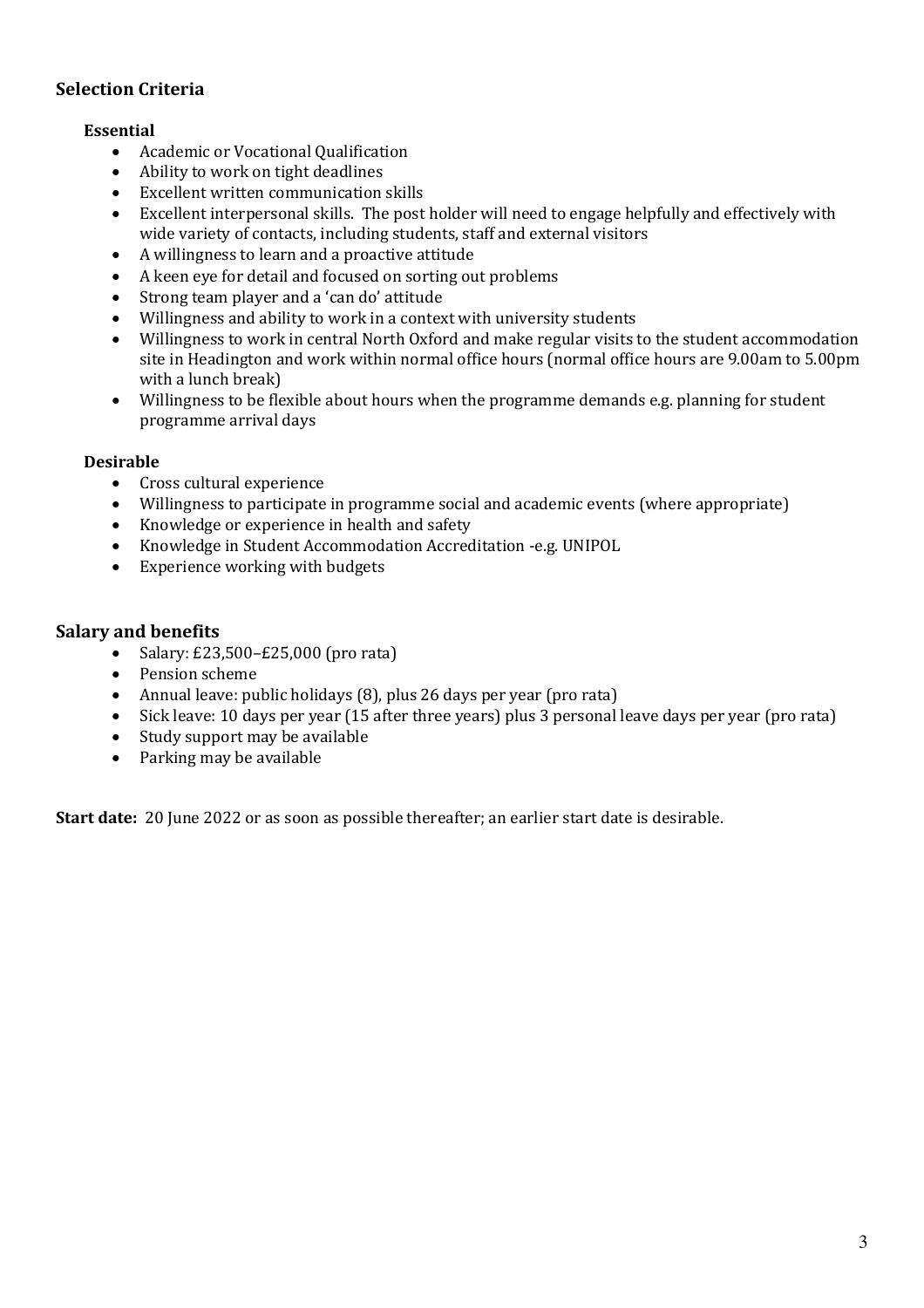## Selection Criteria

### Essential

- Academic or Vocational Qualification
- Ability to work on tight deadlines
- Excellent written communication skills
- Excellent interpersonal skills. The post holder will need to engage helpfully and effectively with wide variety of contacts, including students, staff and external visitors
- A willingness to learn and a proactive attitude
- A keen eye for detail and focused on sorting out problems
- Strong team player and a 'can do' attitude
- Willingness and ability to work in a context with university students
- Willingness to work in central North Oxford and make regular visits to the student accommodation site in Headington and work within normal office hours (normal office hours are 9.00am to 5.00pm with a lunch break)
- Willingness to be flexible about hours when the programme demands e.g. planning for student programme arrival days

### Desirable

- Cross cultural experience
- Willingness to participate in programme social and academic events (where appropriate)
- Knowledge or experience in health and safety
- Knowledge in Student Accommodation Accreditation -e.g. UNIPOL
- Experience working with budgets

## Salary and benefits

- Salary: £23,500–£25,000 (pro rata)
- Pension scheme
- Annual leave: public holidays (8), plus 26 days per year (pro rata)
- Sick leave: 10 days per year (15 after three years) plus 3 personal leave days per year (pro rata)
- Study support may be available
- Parking may be available

**Start date:** 20 June 2022 or as soon as possible thereafter; an earlier start date is desirable.